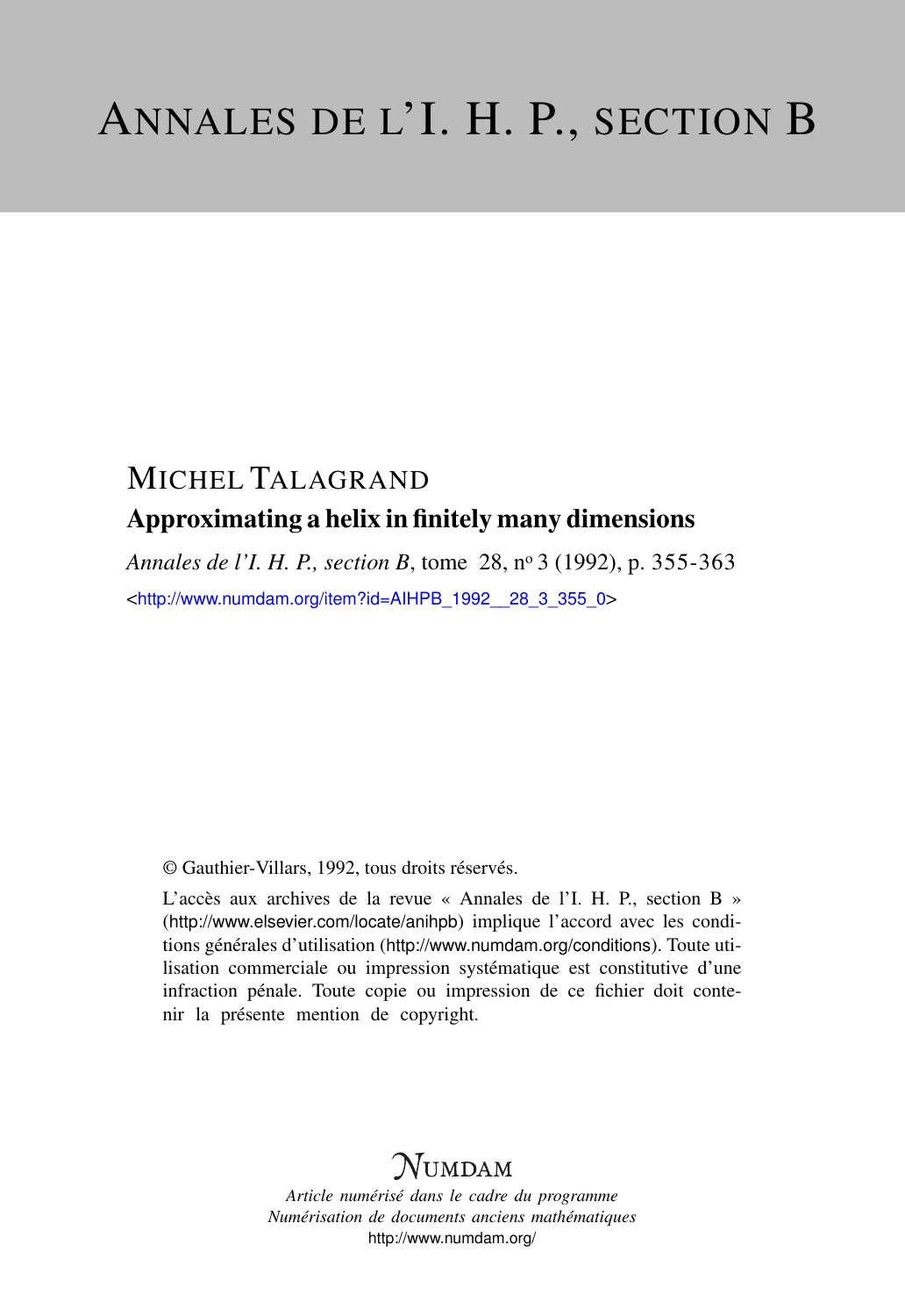# ANNALES DE L'I. H. P., SECTION B

## MICHEL TALAGRAND

### Approximating a helix in finitely many dimensions

*Annales de l'I. H. P., section B*, tome 28, nº 3 (1992), p. 355-363

<http://www.numdam.org/item?id=AIHPB_1992__28_3_355_0>

© Gauthier-Villars, 1992, tous droits réservés.

L'accès aux archives de la revue « Annales de l'I. H. P., section B » (http://www.elsevier.com/locate/anihpb) implique l'accord avec les conditions générales d'utilisation (http://www.numdam.org/conditions). Toute utilisation commerciale ou impression systématique est constitutive d'une infraction pénale. Toute copie ou impression de ce fichier doit contenir la présente mention de copyright.

NUMDAM

*Article numérisé dans le cadre du programme*
*Numérisation de documents anciens mathématiques*
http://www.numdam.org/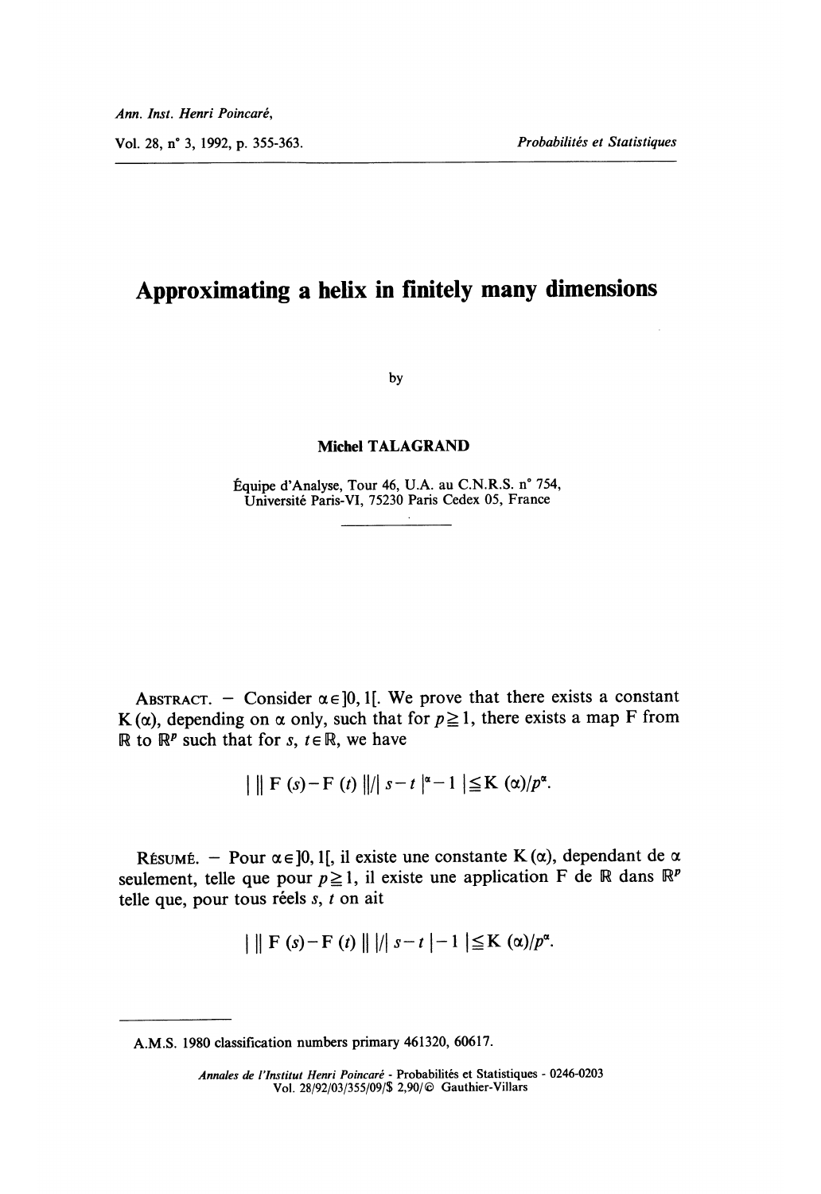# Approximating a helix in finitely many dimensions

by

**Michel TALAGRAND**

Équipe d'Analyse, Tour 46, U.A. au C.N.R.S. n° 754,
Université Paris-VI, 75230 Paris Cedex 05, France

---

ABSTRACT. — Consider $\alpha \in ]0, 1[$. We prove that there exists a constant $K(\alpha)$, depending on $\alpha$ only, such that for $p \geqq 1$, there exists a map F from $\mathbb{R}$ to $\mathbb{R}^p$ such that for $s, t \in \mathbb{R}$, we have

$$\left| \| F(s) - F(t) \| / |s - t|^{\alpha} - 1 \right| \leqq K(\alpha)/p^{\alpha}.$$

RÉSUMÉ. — Pour $\alpha \in ]0, 1[$, il existe une constante $K(\alpha)$, dependant de $\alpha$ seulement, telle que pour $p \geqq 1$, il existe une application F de $\mathbb{R}$ dans $\mathbb{R}^p$ telle que, pour tous réels $s, t$ on ait

$$\left| \| F(s) - F(t) \| / |s - t| - 1 \right| \leqq K(\alpha)/p^{\alpha}.$$

---

A.M.S. 1980 classification numbers primary 461320, 60617.

*Annales de l'Institut Henri Poincaré* - Probabilités et Statistiques - 0246-0203
Vol. 28/92/03/355/09/$ 2,90/© Gauthier-Villars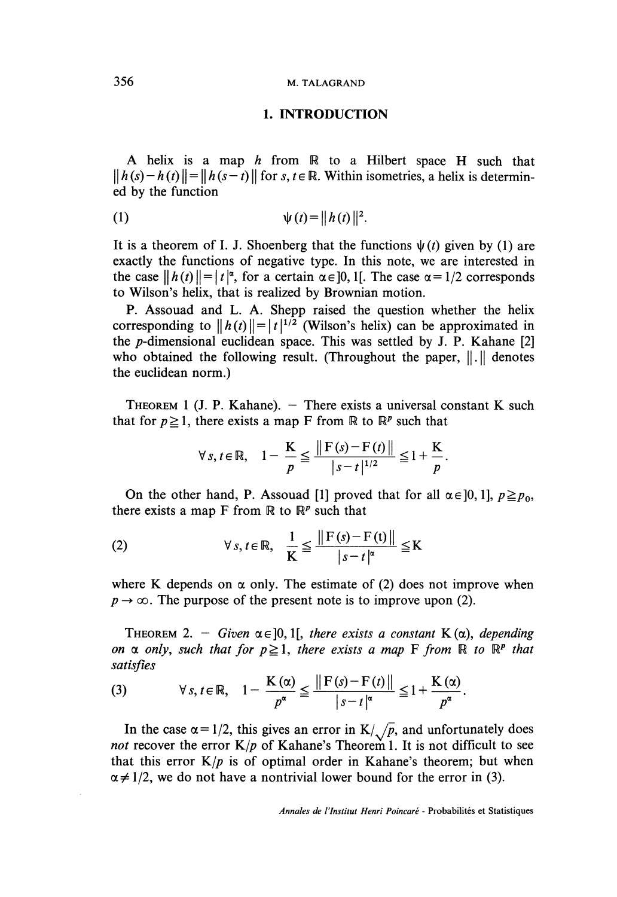## 1. INTRODUCTION

A helix is a map $h$ from $\mathbb{R}$ to a Hilbert space H such that $\|h(s)-h(t)\|=\|h(s-t)\|$ for $s, t \in \mathbb{R}$. Within isometries, a helix is determined by the function

$$(1) \qquad \psi(t)=\|h(t)\|^2.$$

It is a theorem of I. J. Shoenberg that the functions $\psi(t)$ given by (1) are exactly the functions of negative type. In this note, we are interested in the case $\|h(t)\|=|t|^\alpha$, for a certain $\alpha \in ]0, 1[$. The case $\alpha=1/2$ corresponds to Wilson's helix, that is realized by Brownian motion.

P. Assouad and L. A. Shepp raised the question whether the helix corresponding to $\|h(t)\|=|t|^{1/2}$ (Wilson's helix) can be approximated in the $p$-dimensional euclidean space. This was settled by J. P. Kahane [2] who obtained the following result. (Throughout the paper, $\|.\|$ denotes the euclidean norm.)

THEOREM 1 (J. P. Kahane). — There exists a universal constant K such that for $p \geq 1$, there exists a map F from $\mathbb{R}$ to $\mathbb{R}^p$ such that

$$\forall s, t \in \mathbb{R}, \quad 1-\frac{K}{p} \leq \frac{\|F(s)-F(t)\|}{|s-t|^{1/2}} \leq 1+\frac{K}{p}.$$

On the other hand, P. Assouad [1] proved that for all $\alpha \in ]0, 1]$, $p \geq p_0$, there exists a map F from $\mathbb{R}$ to $\mathbb{R}^p$ such that

$$(2) \qquad \forall s, t \in \mathbb{R}, \quad \frac{1}{K} \leq \frac{\|F(s)-F(t)\|}{|s-t|^\alpha} \leq K$$

where K depends on $\alpha$ only. The estimate of (2) does not improve when $p \to \infty$. The purpose of the present note is to improve upon (2).

THEOREM 2. — *Given $\alpha \in ]0, 1[$, there exists a constant $K(\alpha)$, depending on $\alpha$ only, such that for $p \geq 1$, there exists a map F from $\mathbb{R}$ to $\mathbb{R}^p$ that satisfies*

$$(3) \qquad \forall s, t \in \mathbb{R}, \quad 1-\frac{K(\alpha)}{p^\alpha} \leq \frac{\|F(s)-F(t)\|}{|s-t|^\alpha} \leq 1+\frac{K(\alpha)}{p^\alpha}.$$

In the case $\alpha=1/2$, this gives an error in $K/\sqrt{p}$, and unfortunately does *not* recover the error $K/p$ of Kahane's Theorem 1. It is not difficult to see that this error $K/p$ is of optimal order in Kahane's theorem; but when $\alpha \neq 1/2$, we do not have a nontrivial lower bound for the error in (3).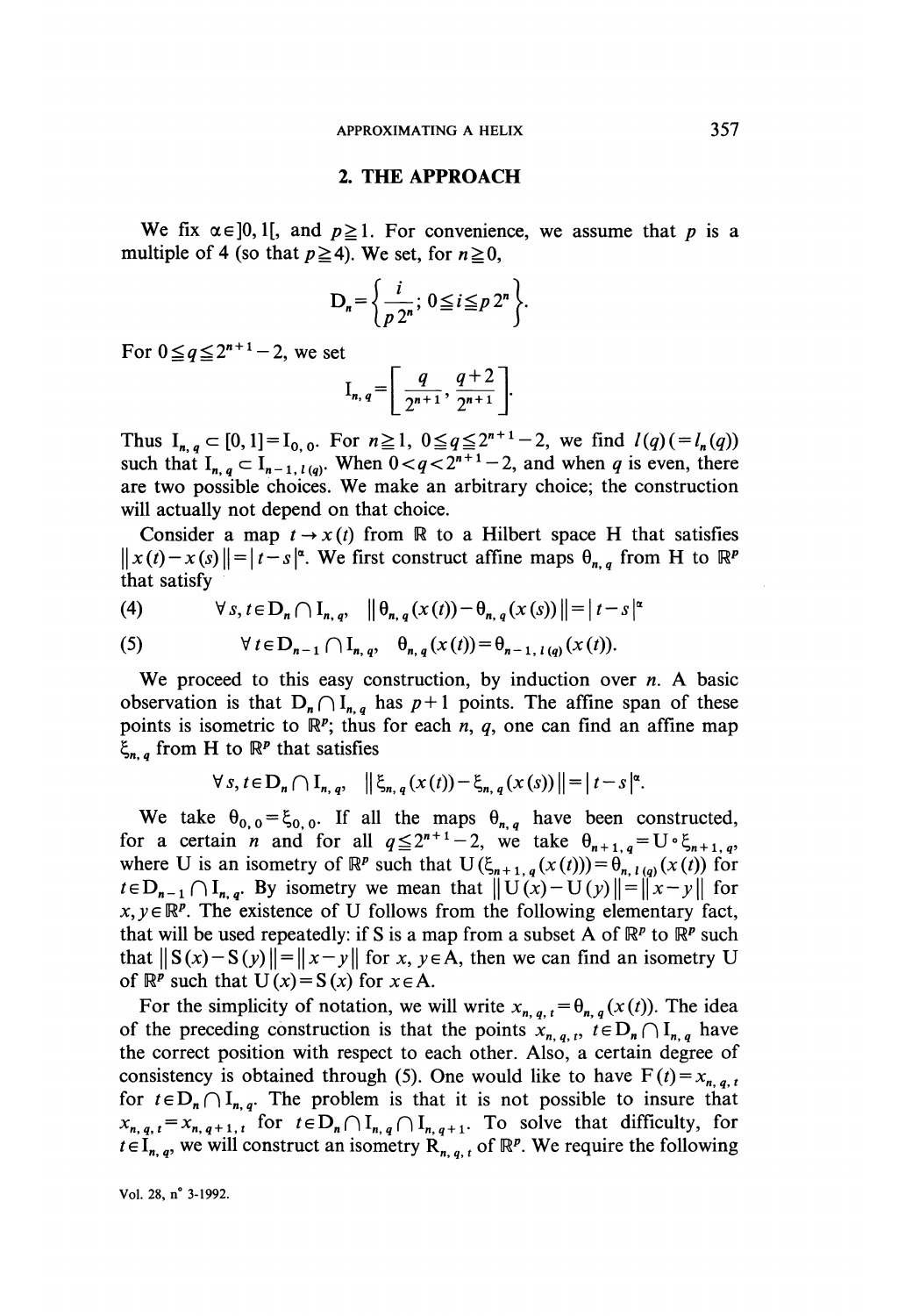## 2. THE APPROACH

We fix $\alpha \in ]0, 1[$, and $p \geqq 1$. For convenience, we assume that $p$ is a multiple of 4 (so that $p \geqq 4$). We set, for $n \geqq 0$,

$$\mathrm{D}_n = \left\{ \frac{i}{p\,2^n};\ 0 \leqq i \leqq p\,2^n \right\}.$$

For $0 \leqq q \leqq 2^{n+1} - 2$, we set

$$\mathrm{I}_{n,q} = \left[ \frac{q}{2^{n+1}}, \frac{q+2}{2^{n+1}} \right].$$

Thus $\mathrm{I}_{n,q} \subset [0, 1] = \mathrm{I}_{0,0}$. For $n \geqq 1$, $0 \leqq q \leqq 2^{n+1} - 2$, we find $l(q) (= l_n(q))$ such that $\mathrm{I}_{n,q} \subset \mathrm{I}_{n-1,l(q)}$. When $0 < q < 2^{n+1} - 2$, and when $q$ is even, there are two possible choices. We make an arbitrary choice; the construction will actually not depend on that choice.

Consider a map $t \to x(t)$ from $\mathbb{R}$ to a Hilbert space H that satisfies $\| x(t) - x(s) \| = | t - s |^\alpha$. We first construct affine maps $\theta_{n,q}$ from H to $\mathbb{R}^p$ that satisfy

$$\text{(4)} \qquad \forall s, t \in \mathrm{D}_n \cap \mathrm{I}_{n,q}, \quad \| \theta_{n,q}(x(t)) - \theta_{n,q}(x(s)) \| = | t - s |^\alpha$$

$$\text{(5)} \qquad \forall t \in \mathrm{D}_{n-1} \cap \mathrm{I}_{n,q}, \quad \theta_{n,q}(x(t)) = \theta_{n-1,l(q)}(x(t)).$$

We proceed to this easy construction, by induction over $n$. A basic observation is that $\mathrm{D}_n \cap \mathrm{I}_{n,q}$ has $p+1$ points. The affine span of these points is isometric to $\mathbb{R}^p$; thus for each $n$, $q$, one can find an affine map $\xi_{n,q}$ from H to $\mathbb{R}^p$ that satisfies

$$\forall s, t \in \mathrm{D}_n \cap \mathrm{I}_{n,q}, \quad \| \xi_{n,q}(x(t)) - \xi_{n,q}(x(s)) \| = | t - s |^\alpha.$$

We take $\theta_{0,0} = \xi_{0,0}$. If all the maps $\theta_{n,q}$ have been constructed, for a certain $n$ and for all $q \leqq 2^{n+1} - 2$, we take $\theta_{n+1,q} = \mathrm{U} \circ \xi_{n+1,q}$, where U is an isometry of $\mathbb{R}^p$ such that $\mathrm{U}(\xi_{n+1,q}(x(t))) = \theta_{n,l(q)}(x(t))$ for $t \in \mathrm{D}_{n-1} \cap \mathrm{I}_{n,q}$. By isometry we mean that $\| \mathrm{U}(x) - \mathrm{U}(y) \| = \| x - y \|$ for $x, y \in \mathbb{R}^p$. The existence of U follows from the following elementary fact, that will be used repeatedly: if S is a map from a subset A of $\mathbb{R}^p$ to $\mathbb{R}^p$ such that $\| \mathrm{S}(x) - \mathrm{S}(y) \| = \| x - y \|$ for $x, y \in \mathrm{A}$, then we can find an isometry U of $\mathbb{R}^p$ such that $\mathrm{U}(x) = \mathrm{S}(x)$ for $x \in \mathrm{A}$.

For the simplicity of notation, we will write $x_{n,q,t} = \theta_{n,q}(x(t))$. The idea of the preceding construction is that the points $x_{n,q,t}$, $t \in \mathrm{D}_n \cap \mathrm{I}_{n,q}$ have the correct position with respect to each other. Also, a certain degree of consistency is obtained through (5). One would like to have $\mathrm{F}(t) = x_{n,q,t}$ for $t \in \mathrm{D}_n \cap \mathrm{I}_{n,q}$. The problem is that it is not possible to insure that $x_{n,q,t} = x_{n,q+1,t}$ for $t \in \mathrm{D}_n \cap \mathrm{I}_{n,q} \cap \mathrm{I}_{n,q+1}$. To solve that difficulty, for $t \in \mathrm{I}_{n,q}$, we will construct an isometry $\mathrm{R}_{n,q,t}$ of $\mathbb{R}^p$. We require the following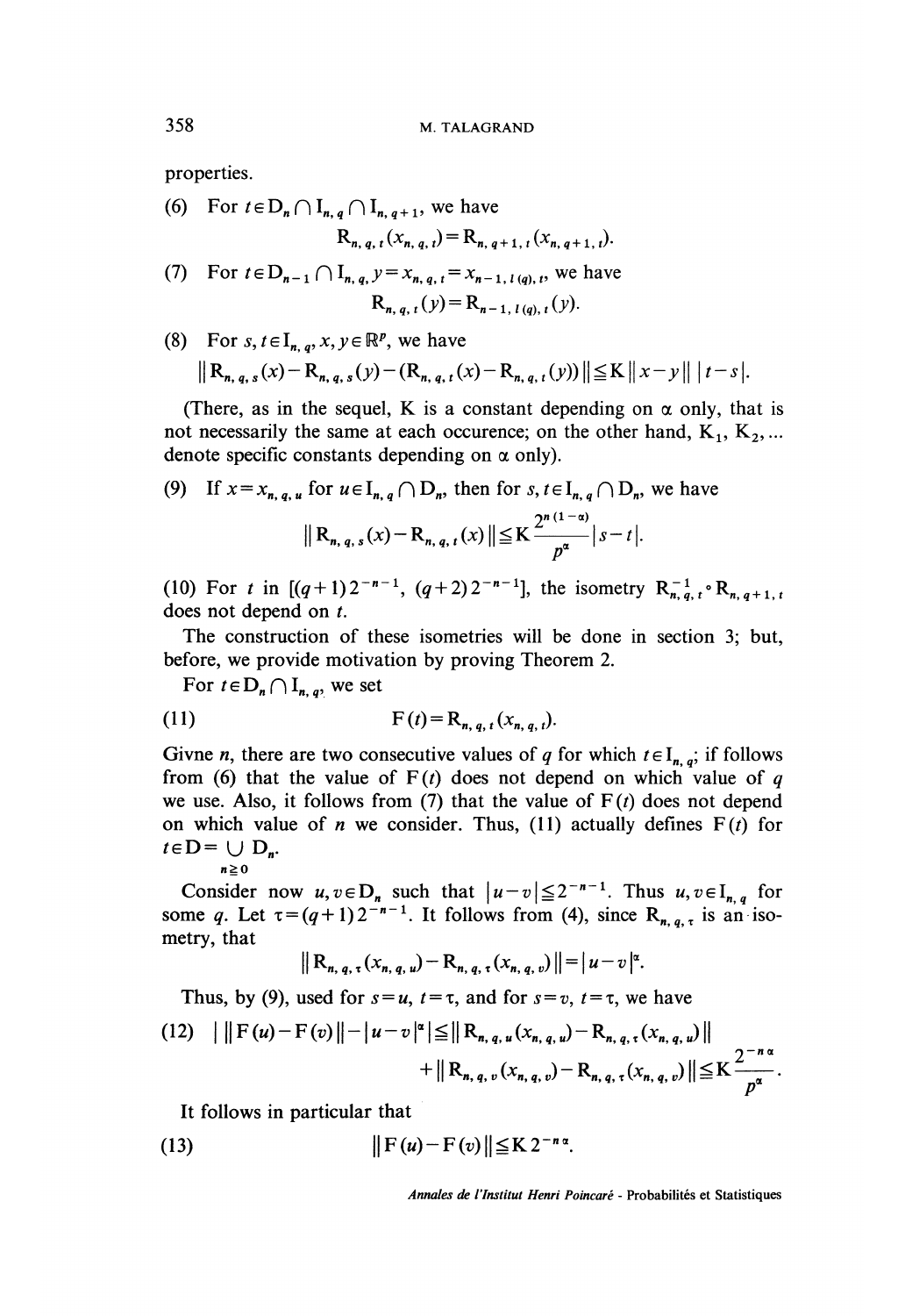properties.

(6) For $t \in D_n \cap I_{n,q} \cap I_{n,q+1}$, we have

$$R_{n,q,t}(x_{n,q,t}) = R_{n,q+1,t}(x_{n,q+1,t}).$$

(7) For $t \in D_{n-1} \cap I_{n,q}, y = x_{n,q,t} = x_{n-1,l(q),t}$, we have

$$R_{n,q,t}(y) = R_{n-1,l(q),t}(y).$$

(8) For $s, t \in I_{n,q}, x, y \in \mathbb{R}^p$, we have

$$\| R_{n,q,s}(x) - R_{n,q,s}(y) - (R_{n,q,t}(x) - R_{n,q,t}(y)) \| \leq K \| x - y \| \, |t - s|.$$

(There, as in the sequel, K is a constant depending on $\alpha$ only, that is not necessarily the same at each occurence; on the other hand, $K_1, K_2, \ldots$ denote specific constants depending on $\alpha$ only).

(9) If $x = x_{n,q,u}$ for $u \in I_{n,q} \cap D_n$, then for $s, t \in I_{n,q} \cap D_n$, we have

$$\| R_{n,q,s}(x) - R_{n,q,t}(x) \| \leq K \frac{2^{n(1-\alpha)}}{p^\alpha} |s - t|.$$

(10) For $t$ in $[(q+1)2^{-n-1}, (q+2)2^{-n-1}]$, the isometry $R_{n,q,t}^{-1} \circ R_{n,q+1,t}$ does not depend on $t$.

The construction of these isometries will be done in section 3; but, before, we provide motivation by proving Theorem 2.

For $t \in D_n \cap I_{n,q}$, we set

$$F(t) = R_{n,q,t}(x_{n,q,t}). \tag{11}$$

Givne $n$, there are two consecutive values of $q$ for which $t \in I_{n,q}$; if follows from (6) that the value of $F(t)$ does not depend on which value of $q$ we use. Also, it follows from (7) that the value of $F(t)$ does not depend on which value of $n$ we consider. Thus, (11) actually defines $F(t)$ for $t \in D = \bigcup_{n \geq 0} D_n$.

Consider now $u, v \in D_n$ such that $|u - v| \leq 2^{-n-1}$. Thus $u, v \in I_{n,q}$ for some $q$. Let $\tau = (q+1)2^{-n-1}$. It follows from (4), since $R_{n,q,\tau}$ is an isometry, that

$$\| R_{n,q,\tau}(x_{n,q,u}) - R_{n,q,\tau}(x_{n,q,v}) \| = |u - v|^\alpha.$$

Thus, by (9), used for $s = u$, $t = \tau$, and for $s = v$, $t = \tau$, we have

$$\begin{aligned} \big| \| F(u) - F(v) \| - |u - v|^\alpha \big| &\leq \| R_{n,q,u}(x_{n,q,u}) - R_{n,q,\tau}(x_{n,q,u}) \| \\ &\quad + \| R_{n,q,v}(x_{n,q,v}) - R_{n,q,\tau}(x_{n,q,v}) \| \leq K \frac{2^{-n\alpha}}{p^\alpha}. \end{aligned} \tag{12}$$

It follows in particular that

$$\| F(u) - F(v) \| \leq K 2^{-n\alpha}. \tag{13}$$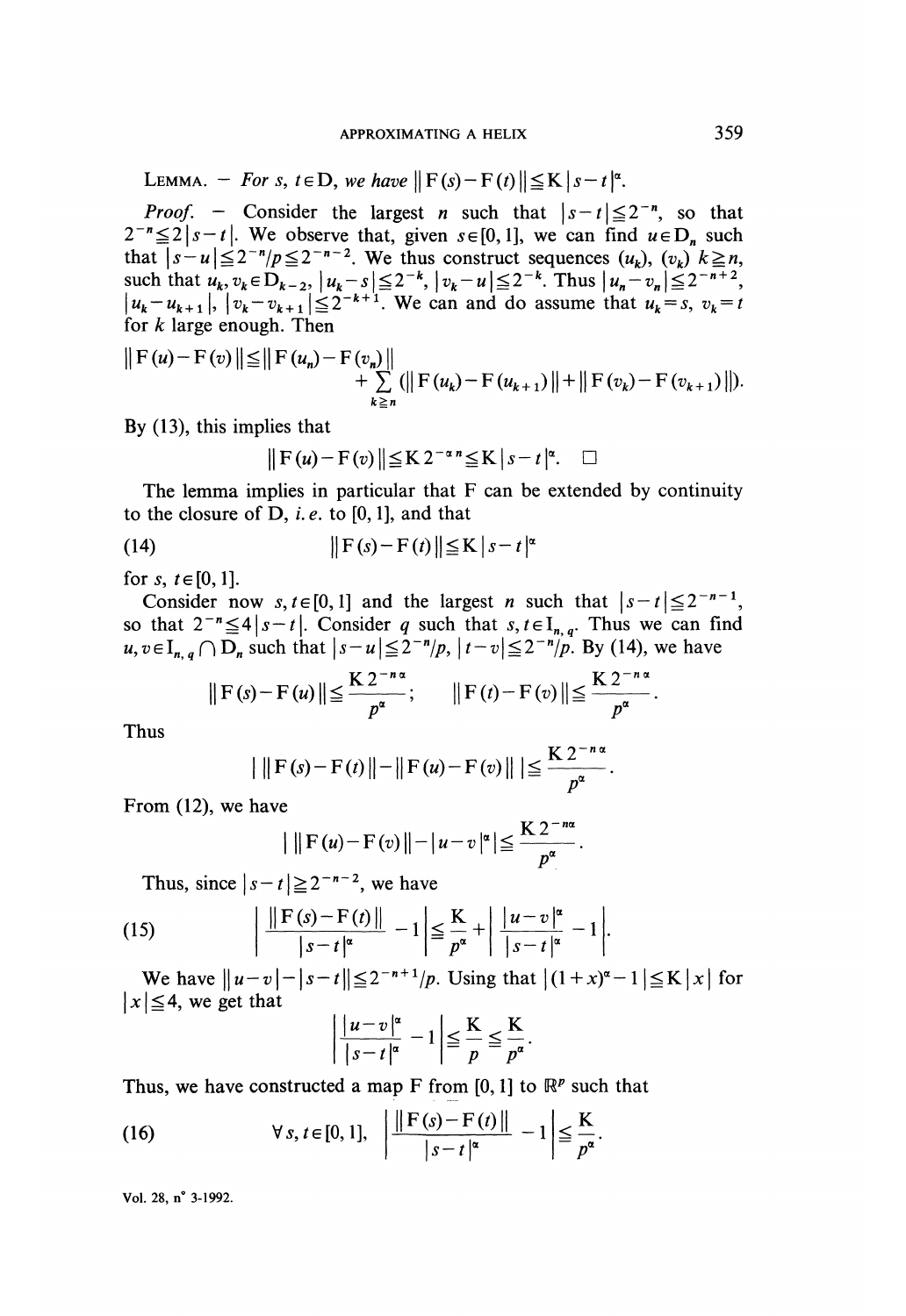LEMMA. — *For* $s, t \in \mathrm{D}$, *we have* $\|\mathrm{F}(s)-\mathrm{F}(t)\| \leqq \mathrm{K}|s-t|^{\alpha}$.

*Proof.* — Consider the largest $n$ such that $|s-t| \leqq 2^{-n}$, so that $2^{-n} \leqq 2|s-t|$. We observe that, given $s \in [0, 1]$, we can find $u \in \mathrm{D}_n$ such that $|s-u| \leqq 2^{-n}/p \leqq 2^{-n-2}$. We thus construct sequences $(u_k)$, $(v_k)$ $k \geqq n$, such that $u_k, v_k \in \mathrm{D}_{k-2}$, $|u_k - s| \leqq 2^{-k}$, $|v_k - u| \leqq 2^{-k}$. Thus $|u_n - v_n| \leqq 2^{-n+2}$, $|u_k - u_{k+1}|$, $|v_k - v_{k+1}| \leqq 2^{-k+1}$. We can and do assume that $u_k = s$, $v_k = t$ for $k$ large enough. Then

$$\|\mathrm{F}(u)-\mathrm{F}(v)\| \leqq \|\mathrm{F}(u_n)-\mathrm{F}(v_n)\| + \sum_{k \geqq n} (\|\mathrm{F}(u_k)-\mathrm{F}(u_{k+1})\| + \|\mathrm{F}(v_k)-\mathrm{F}(v_{k+1})\|).$$

By (13), this implies that

$$\|\mathrm{F}(u)-\mathrm{F}(v)\| \leqq \mathrm{K}\, 2^{-\alpha n} \leqq \mathrm{K}|s-t|^{\alpha}. \quad \square$$

The lemma implies in particular that F can be extended by continuity to the closure of D, *i.e.* to [0, 1], and that

$$\|\mathrm{F}(s)-\mathrm{F}(t)\| \leqq \mathrm{K}|s-t|^{\alpha} \tag{14}$$

for $s, t \in [0, 1]$.

Consider now $s, t \in [0, 1]$ and the largest $n$ such that $|s-t| \leqq 2^{-n-1}$, so that $2^{-n} \leqq 4|s-t|$. Consider $q$ such that $s, t \in \mathrm{I}_{n,q}$. Thus we can find $u, v \in \mathrm{I}_{n,q} \cap \mathrm{D}_n$ such that $|s-u| \leqq 2^{-n}/p$, $|t-v| \leqq 2^{-n}/p$. By (14), we have

$$\|\mathrm{F}(s)-\mathrm{F}(u)\| \leqq \frac{\mathrm{K}\, 2^{-n\alpha}}{p^{\alpha}}; \qquad \|\mathrm{F}(t)-\mathrm{F}(v)\| \leqq \frac{\mathrm{K}\, 2^{-n\alpha}}{p^{\alpha}}.$$

Thus

$$|\,\|\mathrm{F}(s)-\mathrm{F}(t)\| - \|\mathrm{F}(u)-\mathrm{F}(v)\|\,| \leqq \frac{\mathrm{K}\, 2^{-n\alpha}}{p^{\alpha}}.$$

From (12), we have

$$|\,\|\mathrm{F}(u)-\mathrm{F}(v)\| - |u-v|^{\alpha}\,| \leqq \frac{\mathrm{K}\, 2^{-n\alpha}}{p^{\alpha}}.$$

Thus, since $|s-t| \geqq 2^{-n-2}$, we have

$$\left| \frac{\|\mathrm{F}(s)-\mathrm{F}(t)\|}{|s-t|^{\alpha}} - 1 \right| \leqq \frac{\mathrm{K}}{p^{\alpha}} + \left| \frac{|u-v|^{\alpha}}{|s-t|^{\alpha}} - 1 \right|. \tag{15}$$

We have $\|u-v| - |s-t\| \leqq 2^{-n+1}/p$. Using that $|(1+x)^{\alpha} - 1| \leqq \mathrm{K}|x|$ for $|x| \leqq 4$, we get that

$$\left| \frac{|u-v|^{\alpha}}{|s-t|^{\alpha}} - 1 \right| \leqq \frac{\mathrm{K}}{p} \leqq \frac{\mathrm{K}}{p^{\alpha}}.$$

Thus, we have constructed a map F from [0, 1] to $\mathbb{R}^p$ such that

$$\forall s, t \in [0, 1], \quad \left| \frac{\|\mathrm{F}(s)-\mathrm{F}(t)\|}{|s-t|^{\alpha}} - 1 \right| \leqq \frac{\mathrm{K}}{p^{\alpha}}. \tag{16}$$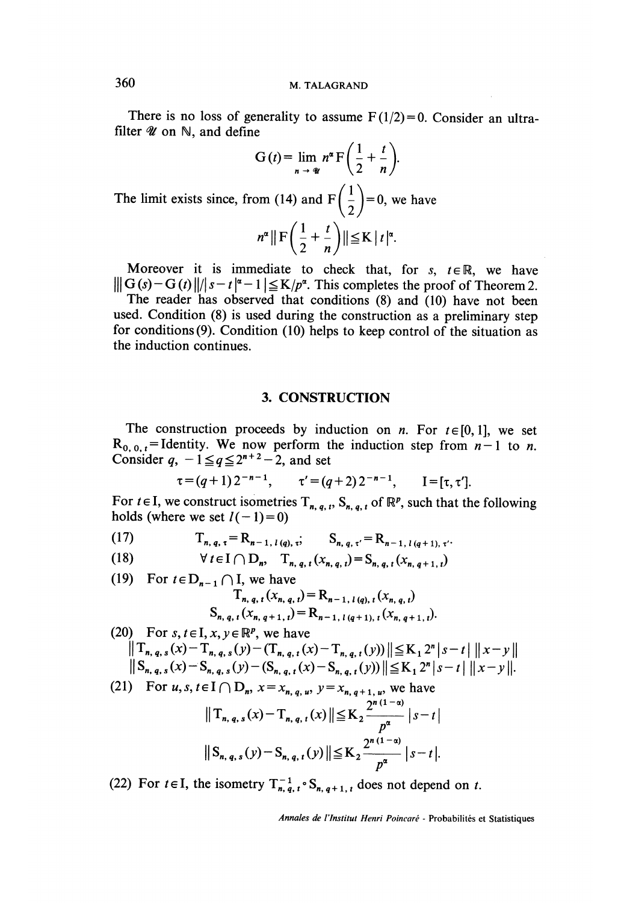There is no loss of generality to assume $F(1/2)=0$. Consider an ultrafilter $\mathscr{U}$ on $\mathbb{N}$, and define

$$G(t) = \lim_{n \to \mathscr{U}} n^\alpha F\left(\frac{1}{2} + \frac{t}{n}\right).$$

The limit exists since, from (14) and $F\left(\frac{1}{2}\right)=0$, we have

$$n^\alpha \left\| F\left(\frac{1}{2} + \frac{t}{n}\right) \right\| \leq K |t|^\alpha.$$

Moreover it is immediate to check that, for $s, t \in \mathbb{R}$, we have $|\,\|G(s)-G(t)\|/|s-t|^\alpha - 1\,| \leq K/p^\alpha$. This completes the proof of Theorem 2.

The reader has observed that conditions (8) and (10) have not been used. Condition (8) is used during the construction as a preliminary step for conditions (9). Condition (10) helps to keep control of the situation as the induction continues.

## 3. CONSTRUCTION

The construction proceeds by induction on $n$. For $t \in [0, 1]$, we set $R_{0,0,t} = \text{Identity}$. We now perform the induction step from $n-1$ to $n$. Consider $q$, $-1 \leq q \leq 2^{n+2}-2$, and set

$$\tau = (q+1)\,2^{-n-1}, \qquad \tau' = (q+2)\,2^{-n-1}, \qquad I = [\tau, \tau'].$$

For $t \in I$, we construct isometries $T_{n,q,t}$, $S_{n,q,t}$ of $\mathbb{R}^p$, such that the following holds (where we set $l(-1)=0$)

(17) $$T_{n,q,\tau} = R_{n-1,\,l(q),\,\tau}; \qquad S_{n,q,\tau'} = R_{n-1,\,l(q+1),\,\tau'}.$$

(18) $$\forall t \in I \cap D_n, \quad T_{n,q,t}(x_{n,q,t}) = S_{n,q,t}(x_{n,q+1,t})$$

(19) For $t \in D_{n-1} \cap I$, we have

$$T_{n,q,t}(x_{n,q,t}) = R_{n-1,\,l(q),\,t}(x_{n,q,t})$$
$$S_{n,q,t}(x_{n,q+1,t}) = R_{n-1,\,l(q+1),\,t}(x_{n,q+1,t}).$$

(20) For $s, t \in I$, $x, y \in \mathbb{R}^p$, we have

$$\|T_{n,q,s}(x) - T_{n,q,s}(y) - (T_{n,q,t}(x) - T_{n,q,t}(y))\| \leq K_1 2^n |s-t|\,\|x-y\|$$
$$\|S_{n,q,s}(x) - S_{n,q,s}(y) - (S_{n,q,t}(x) - S_{n,q,t}(y))\| \leq K_1 2^n |s-t|\,\|x-y\|.$$

(21) For $u, s, t \in I \cap D_n$, $x = x_{n,q,u}$, $y = x_{n,q+1,u}$, we have

$$\|T_{n,q,s}(x) - T_{n,q,t}(x)\| \leq K_2 \frac{2^{n(1-\alpha)}}{p^\alpha} |s-t|$$

$$\|S_{n,q,s}(y) - S_{n,q,t}(y)\| \leq K_2 \frac{2^{n(1-\alpha)}}{p^\alpha} |s-t|.$$

(22) For $t \in I$, the isometry $T_{n,q,t}^{-1} \circ S_{n,q+1,t}$ does not depend on $t$.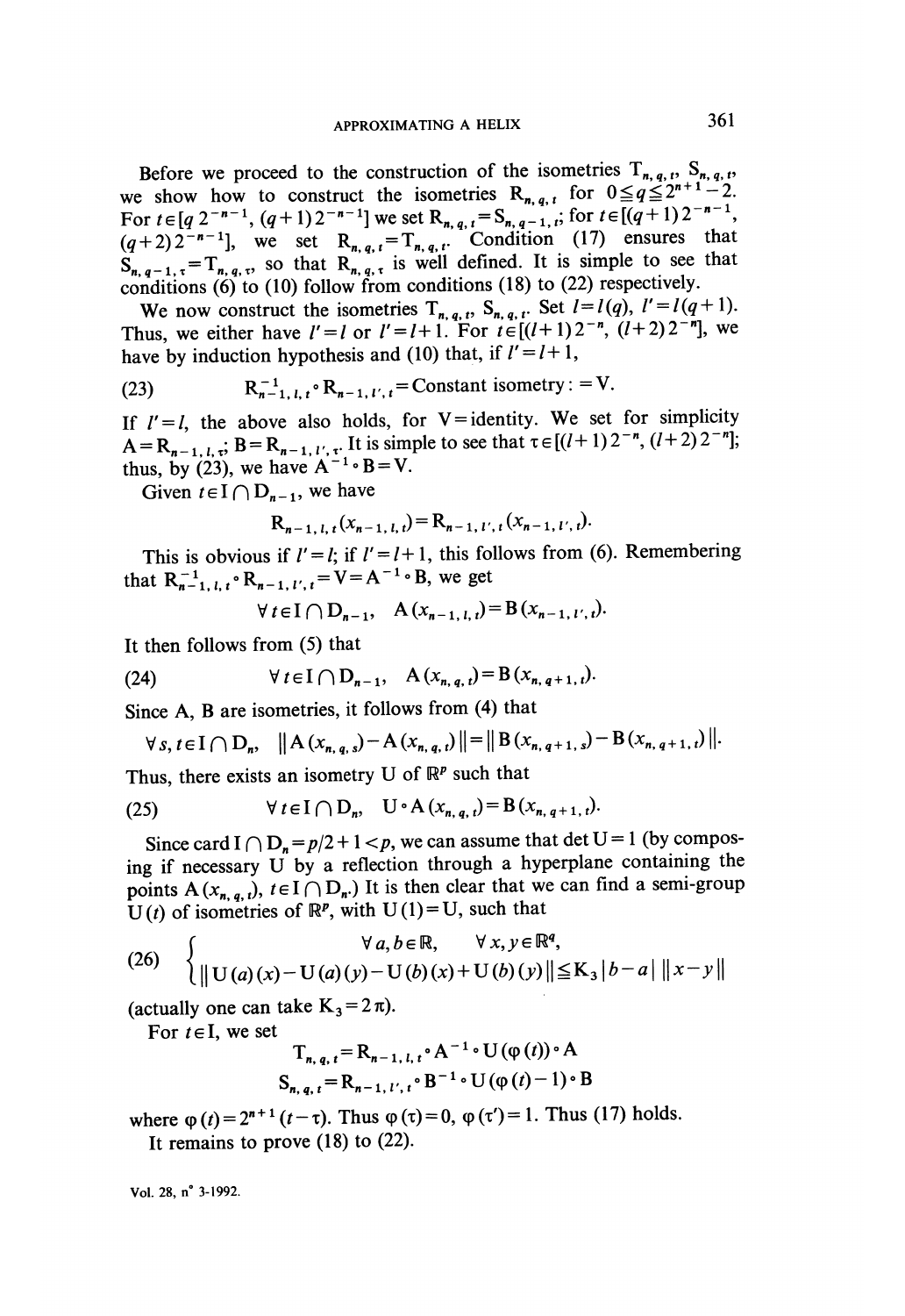Before we proceed to the construction of the isometries $T_{n,q,t}$, $S_{n,q,t}$, we show how to construct the isometries $R_{n,q,t}$ for $0 \leq q \leq 2^{n+1}-2$. For $t \in [q\,2^{-n-1}, (q+1)\,2^{-n-1}]$ we set $R_{n,q,t} = S_{n,q-1,t}$; for $t \in [(q+1)\,2^{-n-1}, (q+2)\,2^{-n-1}]$, we set $R_{n,q,t} = T_{n,q,t}$. Condition (17) ensures that $S_{n,q-1,\tau} = T_{n,q,\tau}$, so that $R_{n,q,\tau}$ is well defined. It is simple to see that conditions (6) to (10) follow from conditions (18) to (22) respectively.

We now construct the isometries $T_{n,q,t}$, $S_{n,q,t}$. Set $l = l(q)$, $l' = l(q+1)$. Thus, we either have $l' = l$ or $l' = l+1$. For $t \in [(l+1)\,2^{-n}, (l+2)\,2^{-n}]$, we have by induction hypothesis and (10) that, if $l' = l+1$,

$$(23) \qquad R^{-1}_{n-1,l,t} \circ R_{n-1,l',t} = \text{Constant isometry} : = V.$$

If $l' = l$, the above also holds, for $V = \text{identity}$. We set for simplicity $A = R_{n-1,l,\tau}$; $B = R_{n-1,l',\tau}$. It is simple to see that $\tau \in [(l+1)\,2^{-n}, (l+2)\,2^{-n}]$; thus, by (23), we have $A^{-1} \circ B = V$.

Given $t \in I \cap D_{n-1}$, we have

$$R_{n-1,l,t}(x_{n-1,l,t}) = R_{n-1,l',t}(x_{n-1,l',t}).$$

This is obvious if $l' = l$; if $l' = l+1$, this follows from (6). Remembering that $R^{-1}_{n-1,l,t} \circ R_{n-1,l',t} = V = A^{-1} \circ B$, we get

$$\forall t \in I \cap D_{n-1}, \quad A(x_{n-1,l,t}) = B(x_{n-1,l',t}).$$

It then follows from (5) that

$$(24) \qquad \forall t \in I \cap D_{n-1}, \quad A(x_{n,q,t}) = B(x_{n,q+1,t}).$$

Since A, B are isometries, it follows from (4) that

$$\forall s, t \in I \cap D_n, \quad \| A(x_{n,q,s}) - A(x_{n,q,t}) \| = \| B(x_{n,q+1,s}) - B(x_{n,q+1,t}) \|.$$

Thus, there exists an isometry U of $\mathbb{R}^p$ such that

$$(25) \qquad \forall t \in I \cap D_n, \quad U \circ A(x_{n,q,t}) = B(x_{n,q+1,t}).$$

Since $\operatorname{card} I \cap D_n = p/2 + 1 < p$, we can assume that $\det U = 1$ (by composing if necessary U by a reflection through a hyperplane containing the points $A(x_{n,q,t})$, $t \in I \cap D_n$.) It is then clear that we can find a semi-group $U(t)$ of isometries of $\mathbb{R}^p$, with $U(1) = U$, such that

$$(26) \qquad \begin{cases} \forall a, b \in \mathbb{R}, \quad \forall x, y \in \mathbb{R}^q, \\ \| U(a)(x) - U(a)(y) - U(b)(x) + U(b)(y) \| \leq K_3 \, |b-a| \, \|x-y\| \end{cases}$$

(actually one can take $K_3 = 2\pi$).

For $t \in I$, we set

$$T_{n,q,t} = R_{n-1,l,t} \circ A^{-1} \circ U(\varphi(t)) \circ A$$
$$S_{n,q,t} = R_{n-1,l',t} \circ B^{-1} \circ U(\varphi(t) - 1) \circ B$$

where $\varphi(t) = 2^{n+1}(t - \tau)$. Thus $\varphi(\tau) = 0$, $\varphi(\tau') = 1$. Thus (17) holds.

It remains to prove (18) to (22).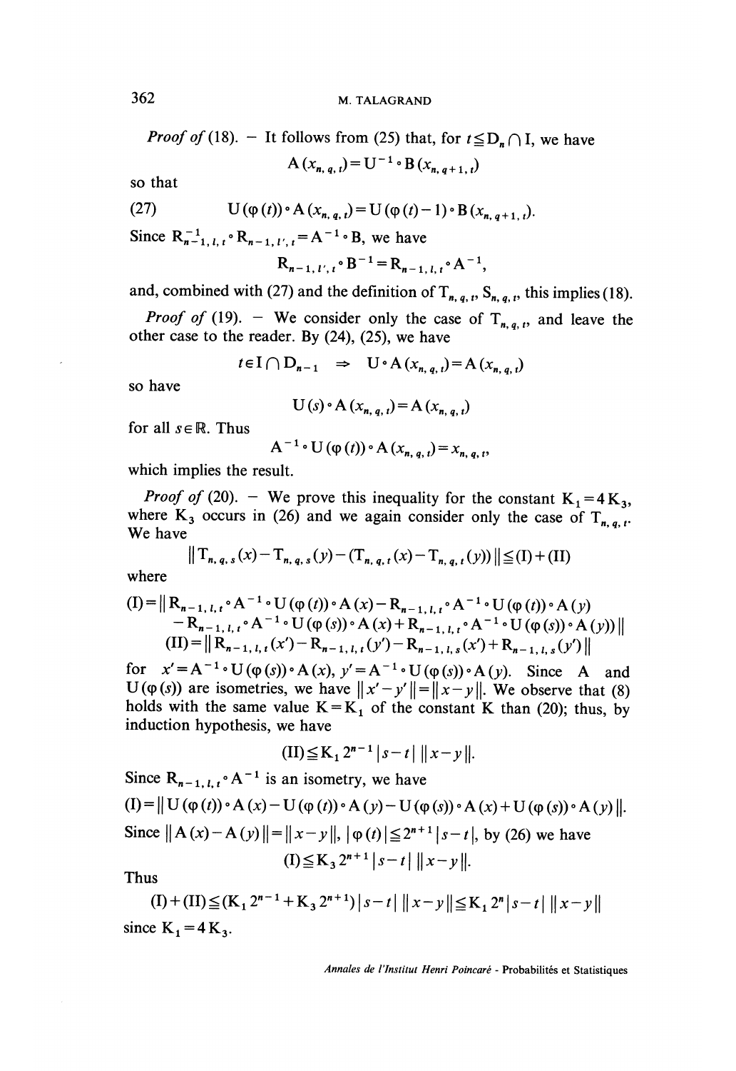*Proof of* (18). — It follows from (25) that, for $t \leqq D_n \cap I$, we have

$$A(x_{n,q,t}) = U^{-1} \circ B(x_{n,q+1,t})$$

so that

$$(27) \qquad U(\varphi(t)) \circ A(x_{n,q,t}) = U(\varphi(t) - 1) \circ B(x_{n,q+1,t}).$$

Since $R^{-1}_{n-1,l,t} \circ R_{n-1,l',t} = A^{-1} \circ B$, we have

$$R_{n-1,l',t} \circ B^{-1} = R_{n-1,l,t} \circ A^{-1},$$

and, combined with (27) and the definition of $T_{n,q,t}$, $S_{n,q,t}$, this implies (18).

*Proof of* (19). — We consider only the case of $T_{n,q,t}$, and leave the other case to the reader. By (24), (25), we have

$$t \in I \cap D_{n-1} \Rightarrow U \circ A(x_{n,q,t}) = A(x_{n,q,t})$$

so have

$$U(s) \circ A(x_{n,q,t}) = A(x_{n,q,t})$$

for all $s \in \mathbb{R}$. Thus

$$A^{-1} \circ U(\varphi(t)) \circ A(x_{n,q,t}) = x_{n,q,t},$$

which implies the result.

*Proof of* (20). — We prove this inequality for the constant $K_1 = 4K_3$, where $K_3$ occurs in (26) and we again consider only the case of $T_{n,q,t}$. We have

$$\| T_{n,q,s}(x) - T_{n,q,s}(y) - (T_{n,q,t}(x) - T_{n,q,t}(y)) \| \leqq (I) + (II)$$

where

$$\begin{aligned}(I) = \| & R_{n-1,l,t} \circ A^{-1} \circ U(\varphi(t)) \circ A(x) - R_{n-1,l,t} \circ A^{-1} \circ U(\varphi(t)) \circ A(y) \\ & - R_{n-1,l,t} \circ A^{-1} \circ U(\varphi(s)) \circ A(x) + R_{n-1,l,t} \circ A^{-1} \circ U(\varphi(s)) \circ A(y)) \|\end{aligned}$$

$$(II) = \| R_{n-1,l,t}(x') - R_{n-1,l,t}(y') - R_{n-1,l,s}(x') + R_{n-1,l,s}(y') \|$$

for $x' = A^{-1} \circ U(\varphi(s)) \circ A(x)$, $y' = A^{-1} \circ U(\varphi(s)) \circ A(y)$. Since A and $U(\varphi(s))$ are isometries, we have $\| x' - y' \| = \| x - y \|$. We observe that (8) holds with the same value $K = K_1$ of the constant K than (20); thus, by induction hypothesis, we have

$$(II) \leqq K_1 2^{n-1} |s-t| \, \| x - y \|.$$

Since $R_{n-1,l,t} \circ A^{-1}$ is an isometry, we have

$$(I) = \| U(\varphi(t)) \circ A(x) - U(\varphi(t)) \circ A(y) - U(\varphi(s)) \circ A(x) + U(\varphi(s)) \circ A(y) \|.$$

Since $\| A(x) - A(y) \| = \| x - y \|$, $|\varphi(t)| \leqq 2^{n+1} |s-t|$, by (26) we have

$$(I) \leqq K_3 2^{n+1} |s-t| \, \| x - y \|.$$

Thus

$$(I) + (II) \leqq (K_1 2^{n-1} + K_3 2^{n+1}) |s-t| \, \| x - y \| \leqq K_1 2^n |s-t| \, \| x - y \|$$

since $K_1 = 4K_3$.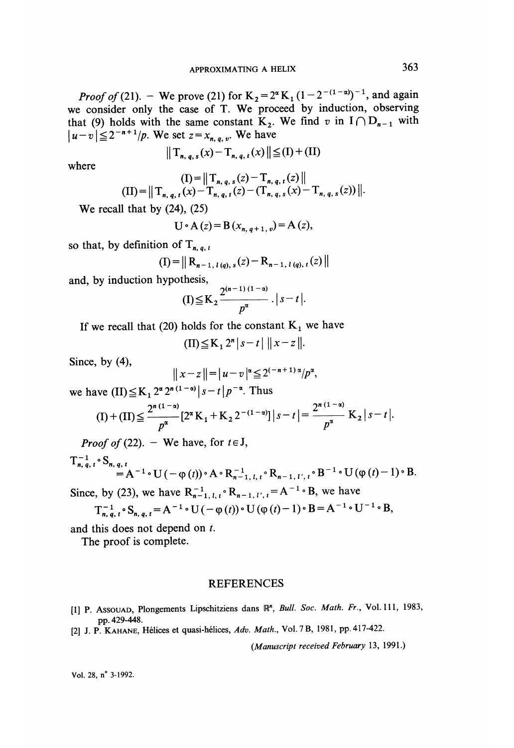*Proof of* (21). — We prove (21) for $K_2 = 2^\alpha K_1 (1 - 2^{-(1-\alpha)})^{-1}$, and again we consider only the case of T. We proceed by induction, observing that (9) holds with the same constant $K_2$. We find $v$ in $I \cap D_{n-1}$ with $|u - v| \leq 2^{-n+1}/p$. We set $z = x_{n, q, v}$. We have

$$\| T_{n, q, s}(x) - T_{n, q, t}(x) \| \leq (I) + (II)$$

where

$$(I) = \| T_{n, q, s}(z) - T_{n, q, t}(z) \|$$

$$(II) = \| T_{n, q, t}(x) - T_{n, q, t}(z) - (T_{n, q, s}(x) - T_{n, q, s}(z)) \|.$$

We recall that by (24), (25)

$$U \circ A(z) = B(x_{n, q+1, v}) = A(z),$$

so that, by definition of $T_{n, q, t}$

$$(I) = \| R_{n-1, l(q), s}(z) - R_{n-1, l(q), t}(z) \|$$

and, by induction hypothesis,

$$(I) \leq K_2 \frac{2^{(n-1)(1-\alpha)}}{p^\alpha} \cdot |s - t|.$$

If we recall that (20) holds for the constant $K_1$ we have

$$(II) \leq K_1 2^n |s - t| \, \| x - z \|.$$

Since, by (4),

$$\| x - z \| = |u - v|^\alpha \leq 2^{(-n+1)\alpha}/p^\alpha,$$

we have $(II) \leq K_1 2^\alpha 2^{n(1-\alpha)} |s - t| p^{-\alpha}$. Thus

$$(I) + (II) \leq \frac{2^{n(1-\alpha)}}{p^\alpha} [2^\alpha K_1 + K_2 2^{-(1-\alpha)}] |s - t| = \frac{2^{n(1-\alpha)}}{p^\alpha} K_2 |s - t|.$$

*Proof of* (22). — We have, for $t \in J$,

$$T^{-1}_{n, q, t} \circ S_{n, q, t} = A^{-1} \circ U(-\varphi(t)) \circ A \circ R^{-1}_{n-1, l, t} \circ R_{n-1, l', t} \circ B^{-1} \circ U(\varphi(t) - 1) \circ B.$$

Since, by (23), we have $R^{-1}_{n-1, l, t} \circ R_{n-1, l', t} = A^{-1} \circ B$, we have

$$T^{-1}_{n, q, t} \circ S_{n, q, t} = A^{-1} \circ U(-\varphi(t)) \circ U(\varphi(t) - 1) \circ B = A^{-1} \circ U^{-1} \circ B,$$

and this does not depend on $t$.

The proof is complete.

## REFERENCES

[1] P. Assouad, Plongements Lipschitziens dans $\mathbb{R}^n$, *Bull. Soc. Math. Fr.*, Vol. 111, 1983, pp. 429-448.

[2] J. P. Kahane, Hélices et quasi-hélices, *Adv. Math.*, Vol. 7 B, 1981, pp. 417-422.

(*Manuscript received February* 13, 1991.)